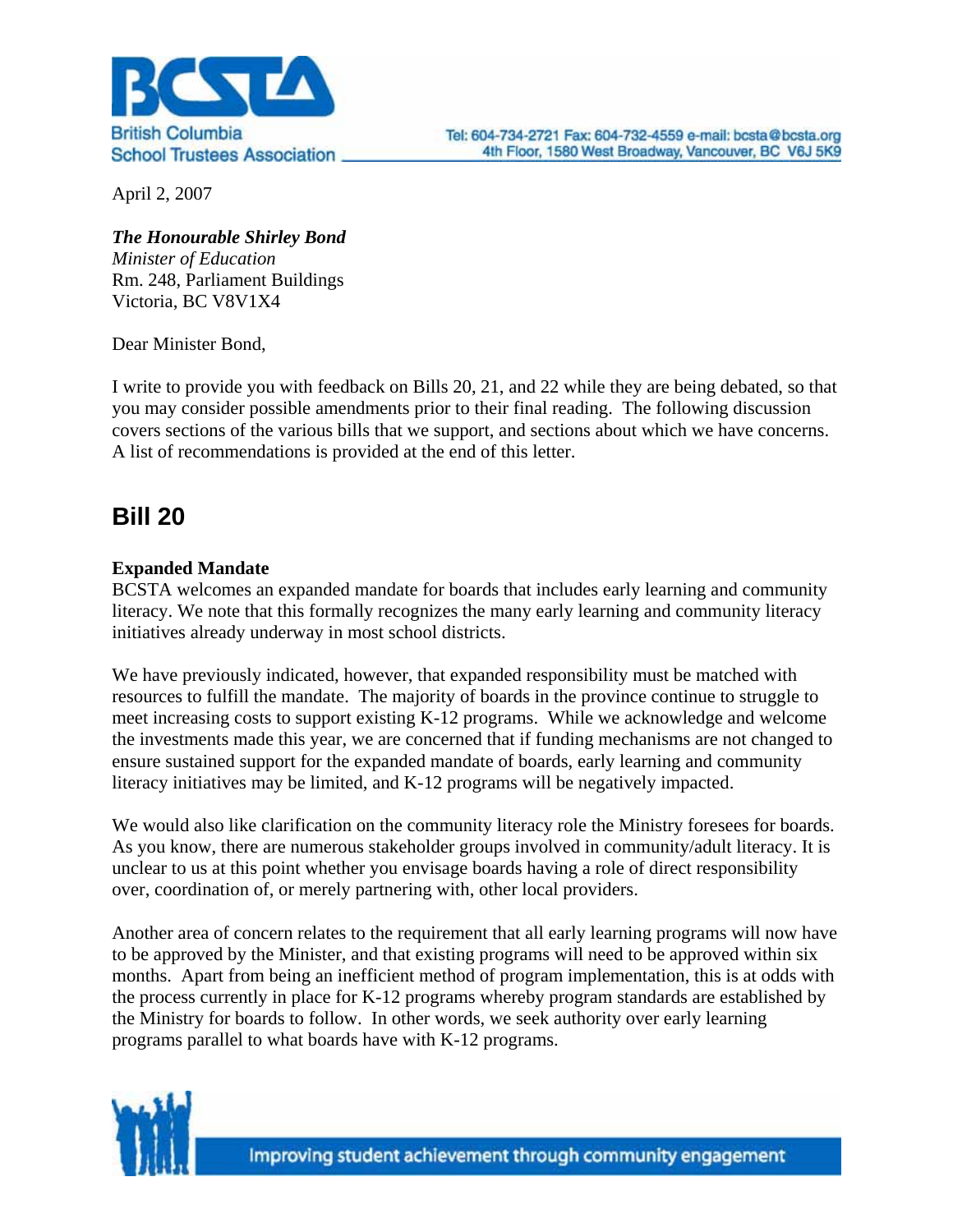British Columbia School Trustees Association

Tel: 604-734-2721 Fax: 604-732-4559 e-mail: bcsta@bcsta.org
4th Floor, 1580 West Broadway, Vancouver, BC V6J 5K9

April 2, 2007

***The Honourable Shirley Bond***
*Minister of Education*
Rm. 248, Parliament Buildings
Victoria, BC V8V1X4

Dear Minister Bond,

I write to provide you with feedback on Bills 20, 21, and 22 while they are being debated, so that you may consider possible amendments prior to their final reading. The following discussion covers sections of the various bills that we support, and sections about which we have concerns. A list of recommendations is provided at the end of this letter.

## Bill 20

**Expanded Mandate**

BCSTA welcomes an expanded mandate for boards that includes early learning and community literacy. We note that this formally recognizes the many early learning and community literacy initiatives already underway in most school districts.

We have previously indicated, however, that expanded responsibility must be matched with resources to fulfill the mandate. The majority of boards in the province continue to struggle to meet increasing costs to support existing K-12 programs. While we acknowledge and welcome the investments made this year, we are concerned that if funding mechanisms are not changed to ensure sustained support for the expanded mandate of boards, early learning and community literacy initiatives may be limited, and K-12 programs will be negatively impacted.

We would also like clarification on the community literacy role the Ministry foresees for boards. As you know, there are numerous stakeholder groups involved in community/adult literacy. It is unclear to us at this point whether you envisage boards having a role of direct responsibility over, coordination of, or merely partnering with, other local providers.

Another area of concern relates to the requirement that all early learning programs will now have to be approved by the Minister, and that existing programs will need to be approved within six months. Apart from being an inefficient method of program implementation, this is at odds with the process currently in place for K-12 programs whereby program standards are established by the Ministry for boards to follow. In other words, we seek authority over early learning programs parallel to what boards have with K-12 programs.

Improving student achievement through community engagement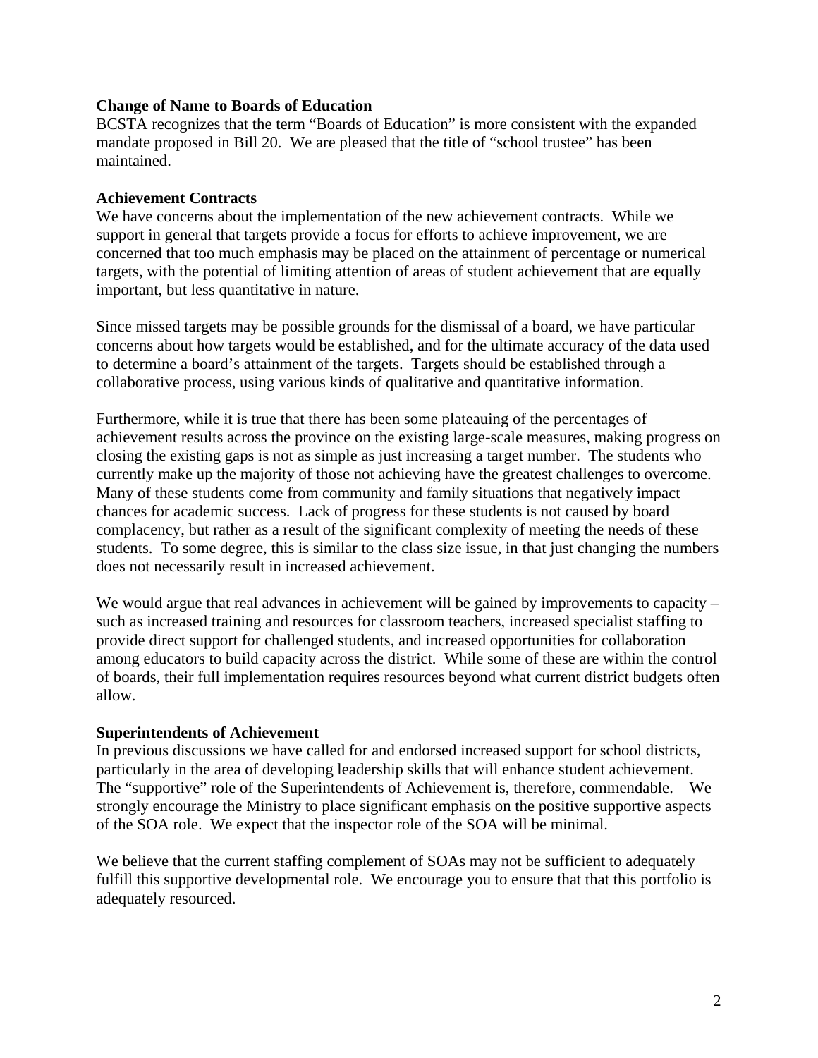**Change of Name to Boards of Education**

BCSTA recognizes that the term "Boards of Education" is more consistent with the expanded mandate proposed in Bill 20. We are pleased that the title of "school trustee" has been maintained.

**Achievement Contracts**

We have concerns about the implementation of the new achievement contracts. While we support in general that targets provide a focus for efforts to achieve improvement, we are concerned that too much emphasis may be placed on the attainment of percentage or numerical targets, with the potential of limiting attention of areas of student achievement that are equally important, but less quantitative in nature.

Since missed targets may be possible grounds for the dismissal of a board, we have particular concerns about how targets would be established, and for the ultimate accuracy of the data used to determine a board's attainment of the targets. Targets should be established through a collaborative process, using various kinds of qualitative and quantitative information.

Furthermore, while it is true that there has been some plateauing of the percentages of achievement results across the province on the existing large-scale measures, making progress on closing the existing gaps is not as simple as just increasing a target number. The students who currently make up the majority of those not achieving have the greatest challenges to overcome. Many of these students come from community and family situations that negatively impact chances for academic success. Lack of progress for these students is not caused by board complacency, but rather as a result of the significant complexity of meeting the needs of these students. To some degree, this is similar to the class size issue, in that just changing the numbers does not necessarily result in increased achievement.

We would argue that real advances in achievement will be gained by improvements to capacity – such as increased training and resources for classroom teachers, increased specialist staffing to provide direct support for challenged students, and increased opportunities for collaboration among educators to build capacity across the district. While some of these are within the control of boards, their full implementation requires resources beyond what current district budgets often allow.

**Superintendents of Achievement**

In previous discussions we have called for and endorsed increased support for school districts, particularly in the area of developing leadership skills that will enhance student achievement. The "supportive" role of the Superintendents of Achievement is, therefore, commendable. We strongly encourage the Ministry to place significant emphasis on the positive supportive aspects of the SOA role. We expect that the inspector role of the SOA will be minimal.

We believe that the current staffing complement of SOAs may not be sufficient to adequately fulfill this supportive developmental role. We encourage you to ensure that that this portfolio is adequately resourced.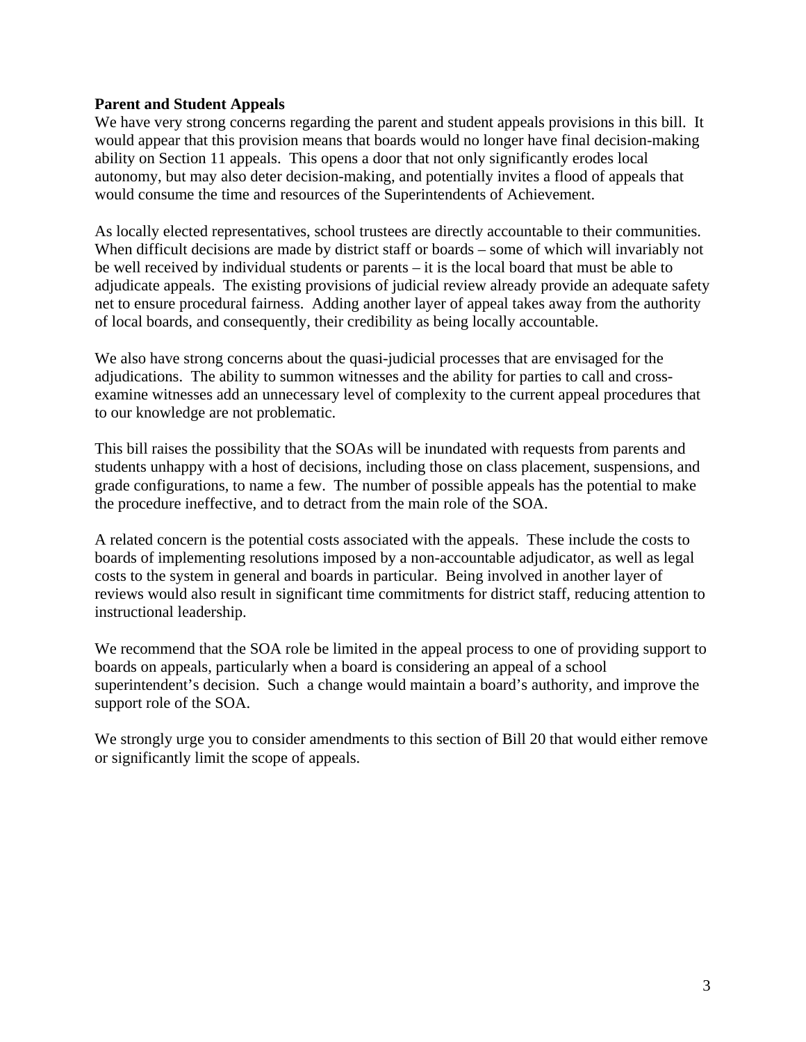**Parent and Student Appeals**

We have very strong concerns regarding the parent and student appeals provisions in this bill. It would appear that this provision means that boards would no longer have final decision-making ability on Section 11 appeals. This opens a door that not only significantly erodes local autonomy, but may also deter decision-making, and potentially invites a flood of appeals that would consume the time and resources of the Superintendents of Achievement.

As locally elected representatives, school trustees are directly accountable to their communities. When difficult decisions are made by district staff or boards – some of which will invariably not be well received by individual students or parents – it is the local board that must be able to adjudicate appeals. The existing provisions of judicial review already provide an adequate safety net to ensure procedural fairness. Adding another layer of appeal takes away from the authority of local boards, and consequently, their credibility as being locally accountable.

We also have strong concerns about the quasi-judicial processes that are envisaged for the adjudications. The ability to summon witnesses and the ability for parties to call and cross-examine witnesses add an unnecessary level of complexity to the current appeal procedures that to our knowledge are not problematic.

This bill raises the possibility that the SOAs will be inundated with requests from parents and students unhappy with a host of decisions, including those on class placement, suspensions, and grade configurations, to name a few. The number of possible appeals has the potential to make the procedure ineffective, and to detract from the main role of the SOA.

A related concern is the potential costs associated with the appeals. These include the costs to boards of implementing resolutions imposed by a non-accountable adjudicator, as well as legal costs to the system in general and boards in particular. Being involved in another layer of reviews would also result in significant time commitments for district staff, reducing attention to instructional leadership.

We recommend that the SOA role be limited in the appeal process to one of providing support to boards on appeals, particularly when a board is considering an appeal of a school superintendent's decision. Such a change would maintain a board's authority, and improve the support role of the SOA.

We strongly urge you to consider amendments to this section of Bill 20 that would either remove or significantly limit the scope of appeals.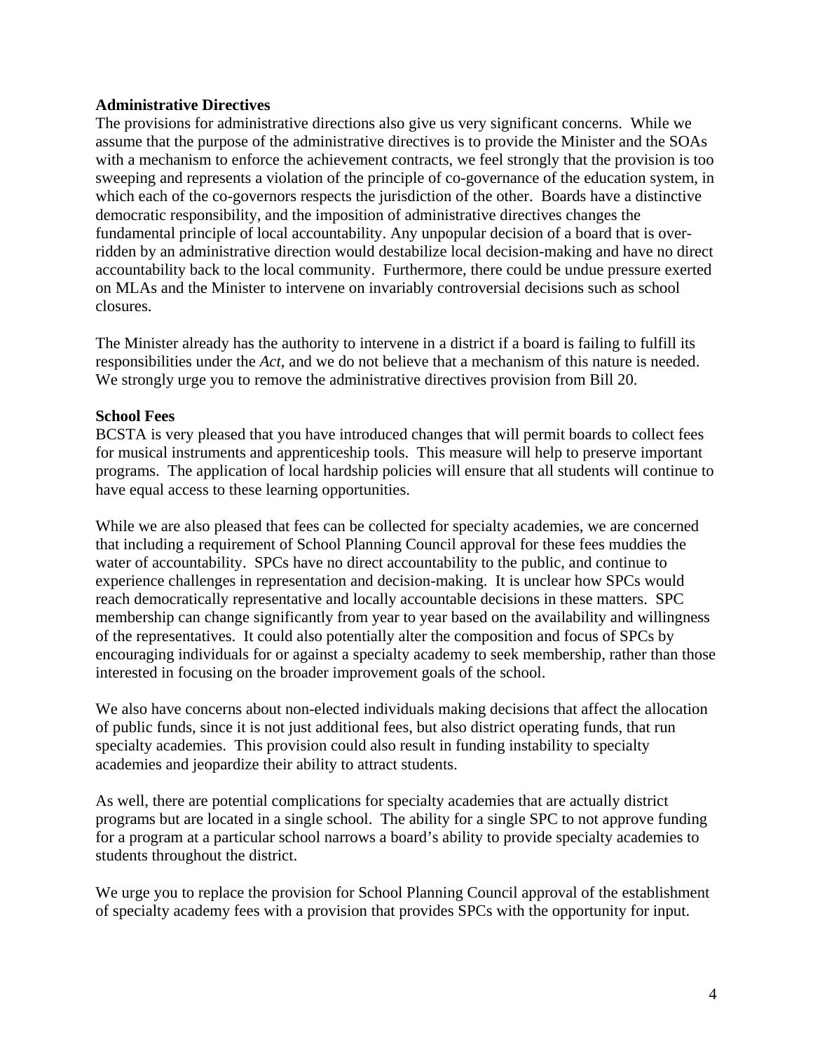**Administrative Directives**

The provisions for administrative directions also give us very significant concerns. While we assume that the purpose of the administrative directives is to provide the Minister and the SOAs with a mechanism to enforce the achievement contracts, we feel strongly that the provision is too sweeping and represents a violation of the principle of co-governance of the education system, in which each of the co-governors respects the jurisdiction of the other. Boards have a distinctive democratic responsibility, and the imposition of administrative directives changes the fundamental principle of local accountability. Any unpopular decision of a board that is over-ridden by an administrative direction would destabilize local decision-making and have no direct accountability back to the local community. Furthermore, there could be undue pressure exerted on MLAs and the Minister to intervene on invariably controversial decisions such as school closures.

The Minister already has the authority to intervene in a district if a board is failing to fulfill its responsibilities under the *Act*, and we do not believe that a mechanism of this nature is needed. We strongly urge you to remove the administrative directives provision from Bill 20.

**School Fees**

BCSTA is very pleased that you have introduced changes that will permit boards to collect fees for musical instruments and apprenticeship tools. This measure will help to preserve important programs. The application of local hardship policies will ensure that all students will continue to have equal access to these learning opportunities.

While we are also pleased that fees can be collected for specialty academies, we are concerned that including a requirement of School Planning Council approval for these fees muddies the water of accountability. SPCs have no direct accountability to the public, and continue to experience challenges in representation and decision-making. It is unclear how SPCs would reach democratically representative and locally accountable decisions in these matters. SPC membership can change significantly from year to year based on the availability and willingness of the representatives. It could also potentially alter the composition and focus of SPCs by encouraging individuals for or against a specialty academy to seek membership, rather than those interested in focusing on the broader improvement goals of the school.

We also have concerns about non-elected individuals making decisions that affect the allocation of public funds, since it is not just additional fees, but also district operating funds, that run specialty academies. This provision could also result in funding instability to specialty academies and jeopardize their ability to attract students.

As well, there are potential complications for specialty academies that are actually district programs but are located in a single school. The ability for a single SPC to not approve funding for a program at a particular school narrows a board's ability to provide specialty academies to students throughout the district.

We urge you to replace the provision for School Planning Council approval of the establishment of specialty academy fees with a provision that provides SPCs with the opportunity for input.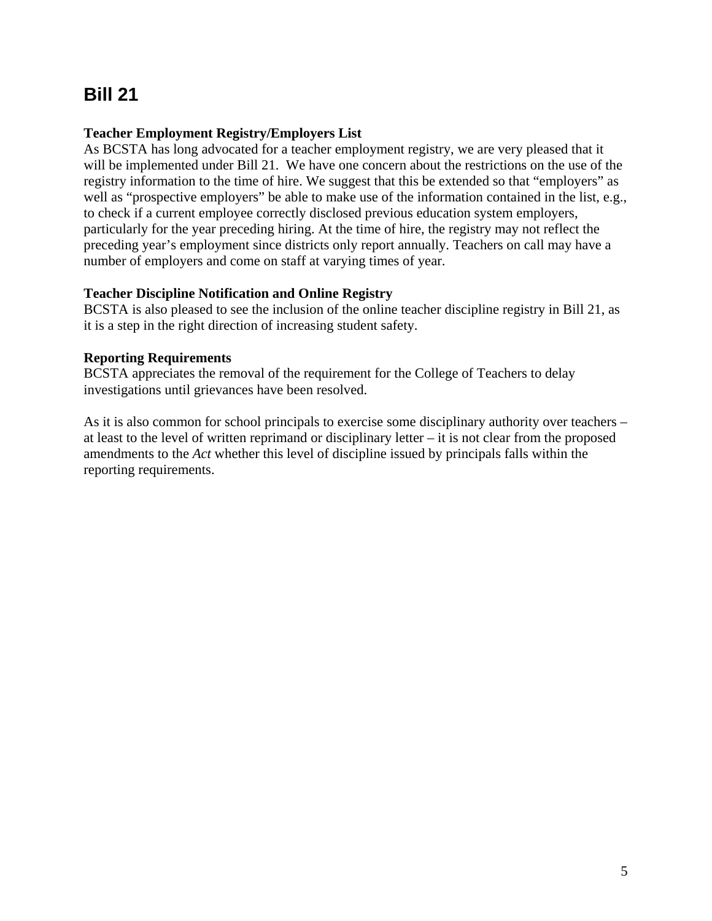# Bill 21

**Teacher Employment Registry/Employers List**

As BCSTA has long advocated for a teacher employment registry, we are very pleased that it will be implemented under Bill 21. We have one concern about the restrictions on the use of the registry information to the time of hire. We suggest that this be extended so that "employers" as well as "prospective employers" be able to make use of the information contained in the list, e.g., to check if a current employee correctly disclosed previous education system employers, particularly for the year preceding hiring. At the time of hire, the registry may not reflect the preceding year's employment since districts only report annually. Teachers on call may have a number of employers and come on staff at varying times of year.

**Teacher Discipline Notification and Online Registry**

BCSTA is also pleased to see the inclusion of the online teacher discipline registry in Bill 21, as it is a step in the right direction of increasing student safety.

**Reporting Requirements**

BCSTA appreciates the removal of the requirement for the College of Teachers to delay investigations until grievances have been resolved.

As it is also common for school principals to exercise some disciplinary authority over teachers – at least to the level of written reprimand or disciplinary letter – it is not clear from the proposed amendments to the *Act* whether this level of discipline issued by principals falls within the reporting requirements.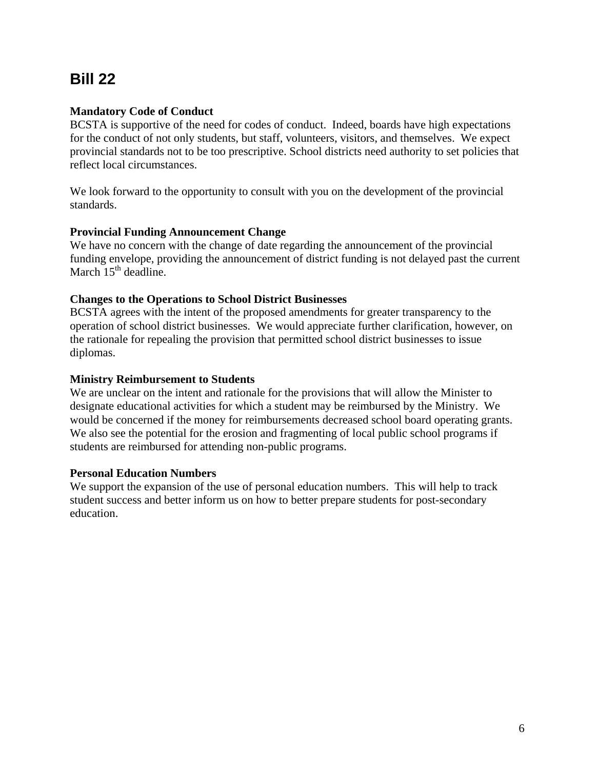# Bill 22

**Mandatory Code of Conduct**

BCSTA is supportive of the need for codes of conduct. Indeed, boards have high expectations for the conduct of not only students, but staff, volunteers, visitors, and themselves. We expect provincial standards not to be too prescriptive. School districts need authority to set policies that reflect local circumstances.

We look forward to the opportunity to consult with you on the development of the provincial standards.

**Provincial Funding Announcement Change**

We have no concern with the change of date regarding the announcement of the provincial funding envelope, providing the announcement of district funding is not delayed past the current March 15th deadline.

**Changes to the Operations to School District Businesses**

BCSTA agrees with the intent of the proposed amendments for greater transparency to the operation of school district businesses. We would appreciate further clarification, however, on the rationale for repealing the provision that permitted school district businesses to issue diplomas.

**Ministry Reimbursement to Students**

We are unclear on the intent and rationale for the provisions that will allow the Minister to designate educational activities for which a student may be reimbursed by the Ministry. We would be concerned if the money for reimbursements decreased school board operating grants. We also see the potential for the erosion and fragmenting of local public school programs if students are reimbursed for attending non-public programs.

**Personal Education Numbers**

We support the expansion of the use of personal education numbers. This will help to track student success and better inform us on how to better prepare students for post-secondary education.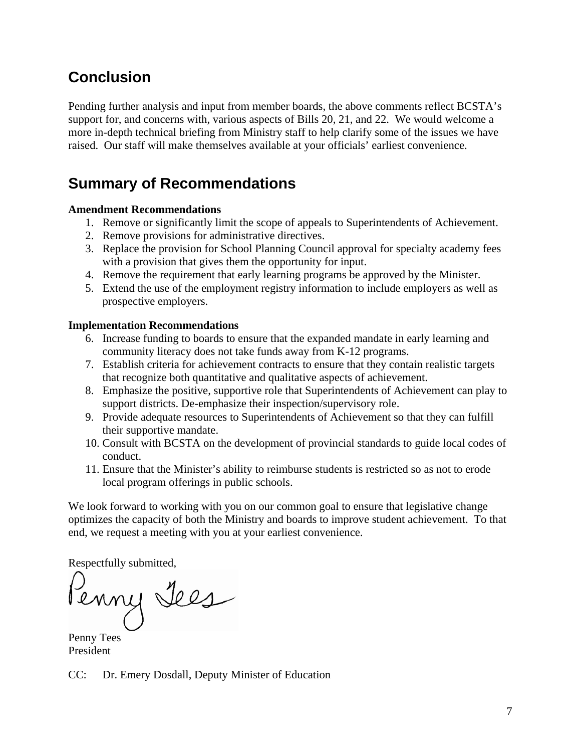## Conclusion

Pending further analysis and input from member boards, the above comments reflect BCSTA's support for, and concerns with, various aspects of Bills 20, 21, and 22. We would welcome a more in-depth technical briefing from Ministry staff to help clarify some of the issues we have raised. Our staff will make themselves available at your officials' earliest convenience.

## Summary of Recommendations

**Amendment Recommendations**

1. Remove or significantly limit the scope of appeals to Superintendents of Achievement.
2. Remove provisions for administrative directives.
3. Replace the provision for School Planning Council approval for specialty academy fees with a provision that gives them the opportunity for input.
4. Remove the requirement that early learning programs be approved by the Minister.
5. Extend the use of the employment registry information to include employers as well as prospective employers.

**Implementation Recommendations**

6. Increase funding to boards to ensure that the expanded mandate in early learning and community literacy does not take funds away from K-12 programs.
7. Establish criteria for achievement contracts to ensure that they contain realistic targets that recognize both quantitative and qualitative aspects of achievement.
8. Emphasize the positive, supportive role that Superintendents of Achievement can play to support districts. De-emphasize their inspection/supervisory role.
9. Provide adequate resources to Superintendents of Achievement so that they can fulfill their supportive mandate.
10. Consult with BCSTA on the development of provincial standards to guide local codes of conduct.
11. Ensure that the Minister's ability to reimburse students is restricted so as not to erode local program offerings in public schools.

We look forward to working with you on our common goal to ensure that legislative change optimizes the capacity of both the Ministry and boards to improve student achievement. To that end, we request a meeting with you at your earliest convenience.

Respectfully submitted,

Penny Tees

Penny Tees
President

CC: Dr. Emery Dosdall, Deputy Minister of Education